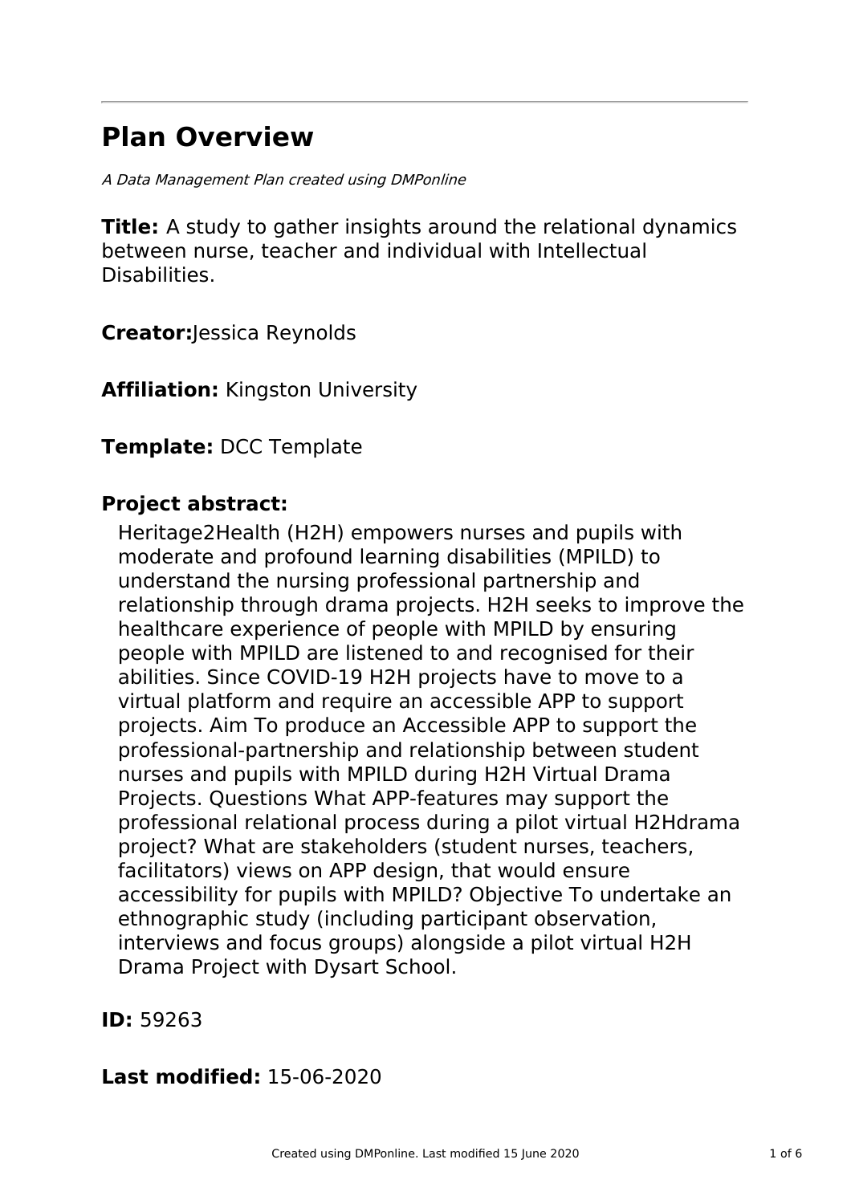# Plan Overview

*A Data Management Plan created using DMPonline*

**Title:** A study to gather insights around the relational dynamics between nurse, teacher and individual with Intellectual Disabilities.

**Creator:**Jessica Reynolds

**Affiliation:** Kingston University

**Template:** DCC Template

**Project abstract:**

Heritage2Health (H2H) empowers nurses and pupils with moderate and profound learning disabilities (MPILD) to understand the nursing professional partnership and relationship through drama projects. H2H seeks to improve the healthcare experience of people with MPILD by ensuring people with MPILD are listened to and recognised for their abilities. Since COVID-19 H2H projects have to move to a virtual platform and require an accessible APP to support projects. Aim To produce an Accessible APP to support the professional-partnership and relationship between student nurses and pupils with MPILD during H2H Virtual Drama Projects. Questions What APP-features may support the professional relational process during a pilot virtual H2Hdrama project? What are stakeholders (student nurses, teachers, facilitators) views on APP design, that would ensure accessibility for pupils with MPILD? Objective To undertake an ethnographic study (including participant observation, interviews and focus groups) alongside a pilot virtual H2H Drama Project with Dysart School.

**ID:** 59263

**Last modified:** 15-06-2020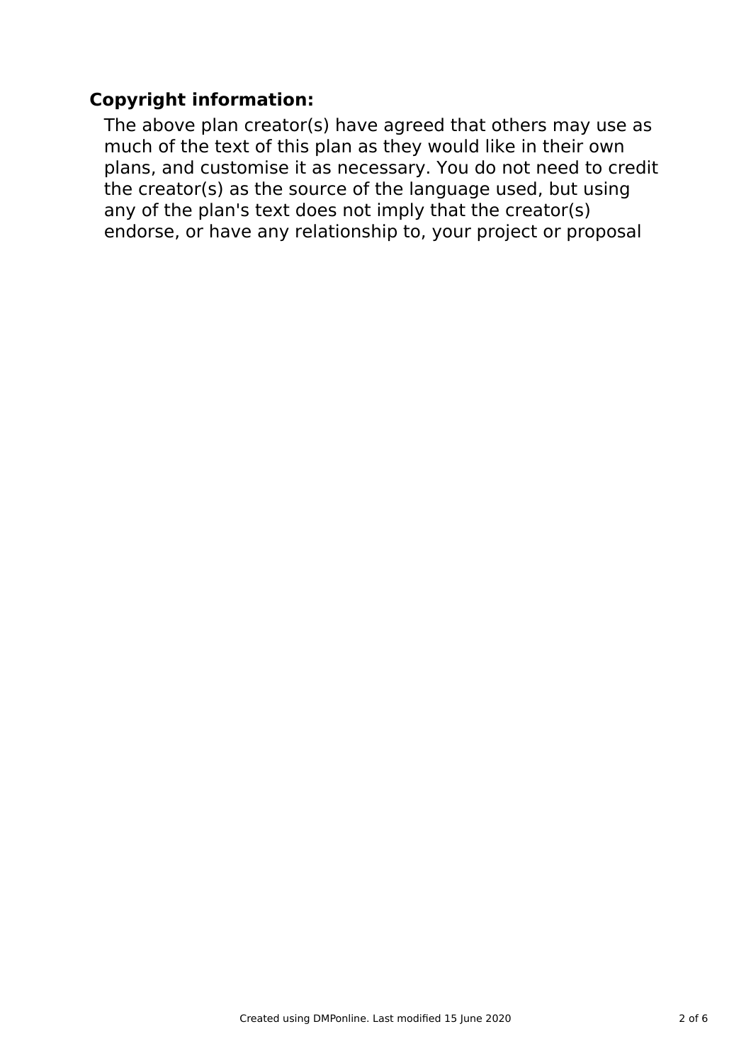## Copyright information:

The above plan creator(s) have agreed that others may use as much of the text of this plan as they would like in their own plans, and customise it as necessary. You do not need to credit the creator(s) as the source of the language used, but using any of the plan's text does not imply that the creator(s) endorse, or have any relationship to, your project or proposal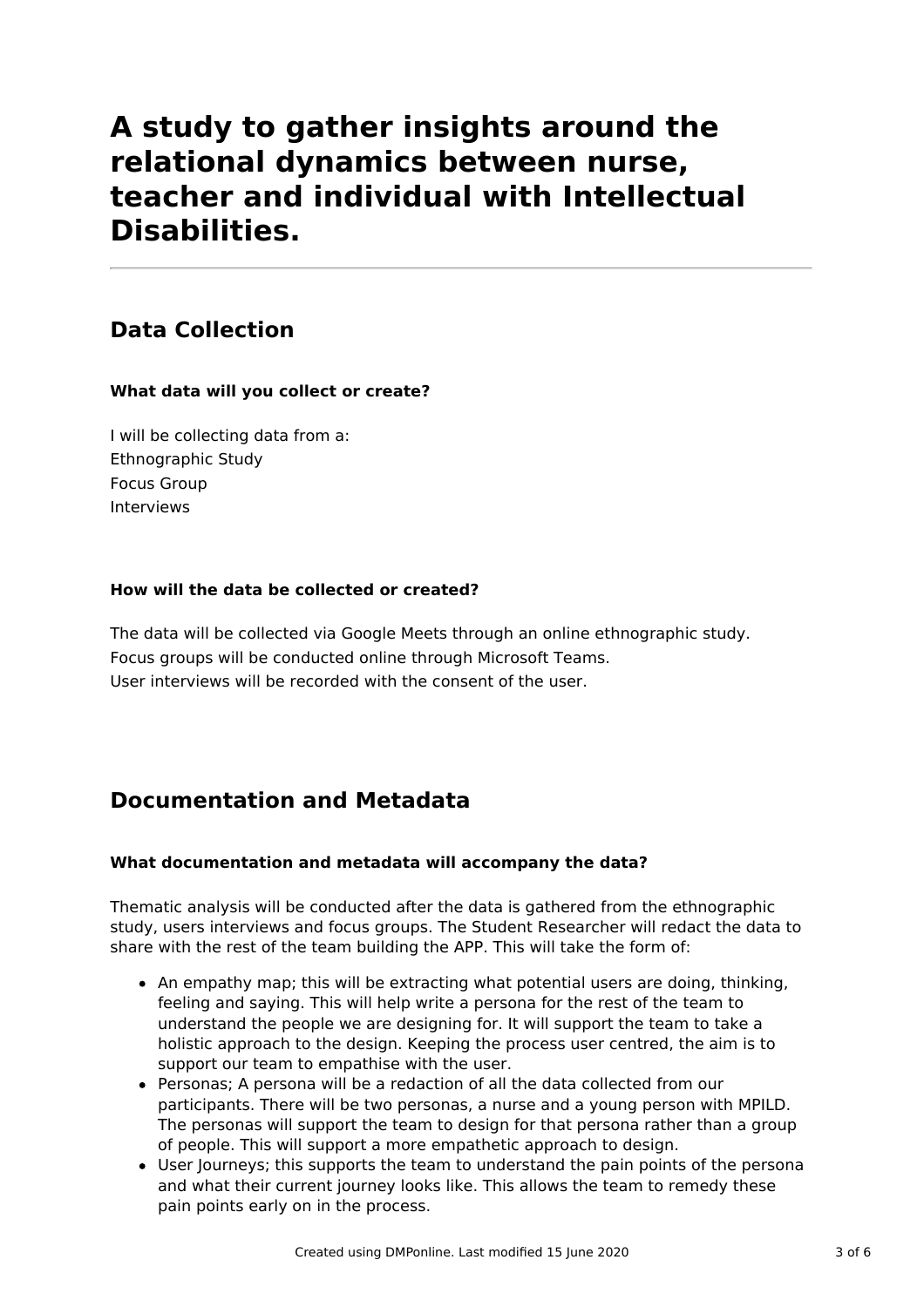# A study to gather insights around the relational dynamics between nurse, teacher and individual with Intellectual Disabilities.

## Data Collection

### What data will you collect or create?

I will be collecting data from a:
Ethnographic Study
Focus Group
Interviews

### How will the data be collected or created?

The data will be collected via Google Meets through an online ethnographic study.
Focus groups will be conducted online through Microsoft Teams.
User interviews will be recorded with the consent of the user.

## Documentation and Metadata

### What documentation and metadata will accompany the data?

Thematic analysis will be conducted after the data is gathered from the ethnographic study, users interviews and focus groups. The Student Researcher will redact the data to share with the rest of the team building the APP. This will take the form of:

- An empathy map; this will be extracting what potential users are doing, thinking, feeling and saying. This will help write a persona for the rest of the team to understand the people we are designing for. It will support the team to take a holistic approach to the design. Keeping the process user centred, the aim is to support our team to empathise with the user.
- Personas; A persona will be a redaction of all the data collected from our participants. There will be two personas, a nurse and a young person with MPILD. The personas will support the team to design for that persona rather than a group of people. This will support a more empathetic approach to design.
- User Journeys; this supports the team to understand the pain points of the persona and what their current journey looks like. This allows the team to remedy these pain points early on in the process.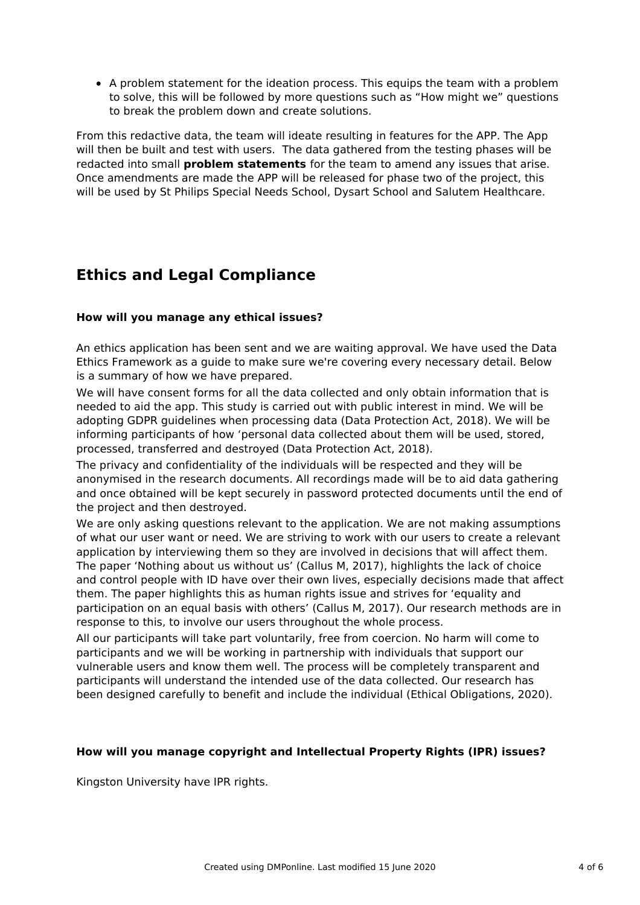- A problem statement for the ideation process. This equips the team with a problem to solve, this will be followed by more questions such as "How might we" questions to break the problem down and create solutions.

From this redactive data, the team will ideate resulting in features for the APP. The App will then be built and test with users. The data gathered from the testing phases will be redacted into small **problem statements** for the team to amend any issues that arise. Once amendments are made the APP will be released for phase two of the project, this will be used by St Philips Special Needs School, Dysart School and Salutem Healthcare.

## Ethics and Legal Compliance

### How will you manage any ethical issues?

An ethics application has been sent and we are waiting approval. We have used the Data Ethics Framework as a guide to make sure we're covering every necessary detail. Below is a summary of how we have prepared.

We will have consent forms for all the data collected and only obtain information that is needed to aid the app. This study is carried out with public interest in mind. We will be adopting GDPR guidelines when processing data (Data Protection Act, 2018). We will be informing participants of how 'personal data collected about them will be used, stored, processed, transferred and destroyed (Data Protection Act, 2018).

The privacy and confidentiality of the individuals will be respected and they will be anonymised in the research documents. All recordings made will be to aid data gathering and once obtained will be kept securely in password protected documents until the end of the project and then destroyed.

We are only asking questions relevant to the application. We are not making assumptions of what our user want or need. We are striving to work with our users to create a relevant application by interviewing them so they are involved in decisions that will affect them. The paper 'Nothing about us without us' (Callus M, 2017), highlights the lack of choice and control people with ID have over their own lives, especially decisions made that affect them. The paper highlights this as human rights issue and strives for 'equality and participation on an equal basis with others' (Callus M, 2017). Our research methods are in response to this, to involve our users throughout the whole process.

All our participants will take part voluntarily, free from coercion. No harm will come to participants and we will be working in partnership with individuals that support our vulnerable users and know them well. The process will be completely transparent and participants will understand the intended use of the data collected. Our research has been designed carefully to benefit and include the individual (Ethical Obligations, 2020).

### How will you manage copyright and Intellectual Property Rights (IPR) issues?

Kingston University have IPR rights.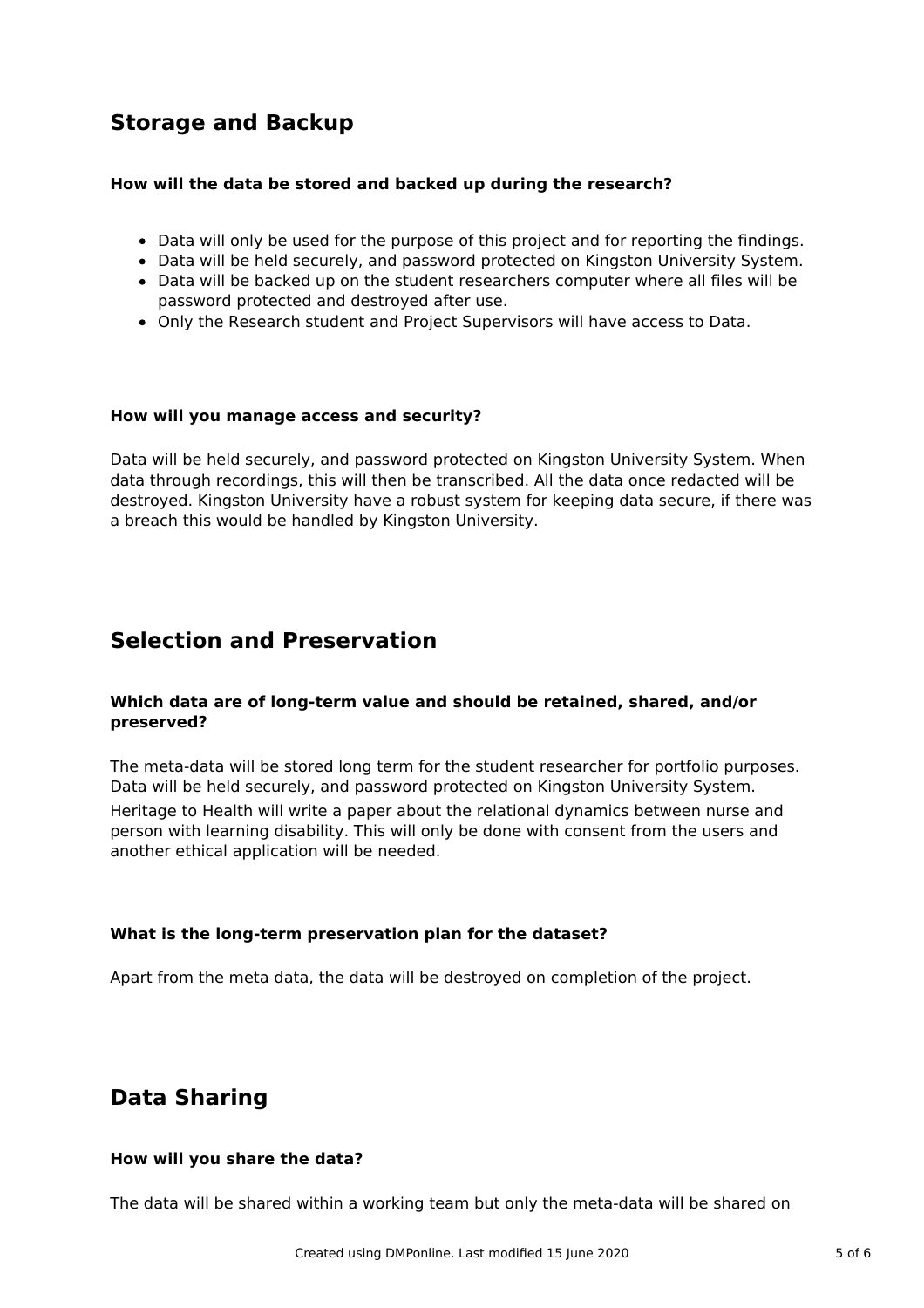## Storage and Backup

**How will the data be stored and backed up during the research?**

- Data will only be used for the purpose of this project and for reporting the findings.
- Data will be held securely, and password protected on Kingston University System.
- Data will be backed up on the student researchers computer where all files will be password protected and destroyed after use.
- Only the Research student and Project Supervisors will have access to Data.

**How will you manage access and security?**

Data will be held securely, and password protected on Kingston University System. When data through recordings, this will then be transcribed. All the data once redacted will be destroyed. Kingston University have a robust system for keeping data secure, if there was a breach this would be handled by Kingston University.

## Selection and Preservation

**Which data are of long-term value and should be retained, shared, and/or preserved?**

The meta-data will be stored long term for the student researcher for portfolio purposes. Data will be held securely, and password protected on Kingston University System.
Heritage to Health will write a paper about the relational dynamics between nurse and person with learning disability. This will only be done with consent from the users and another ethical application will be needed.

**What is the long-term preservation plan for the dataset?**

Apart from the meta data, the data will be destroyed on completion of the project.

## Data Sharing

**How will you share the data?**

The data will be shared within a working team but only the meta-data will be shared on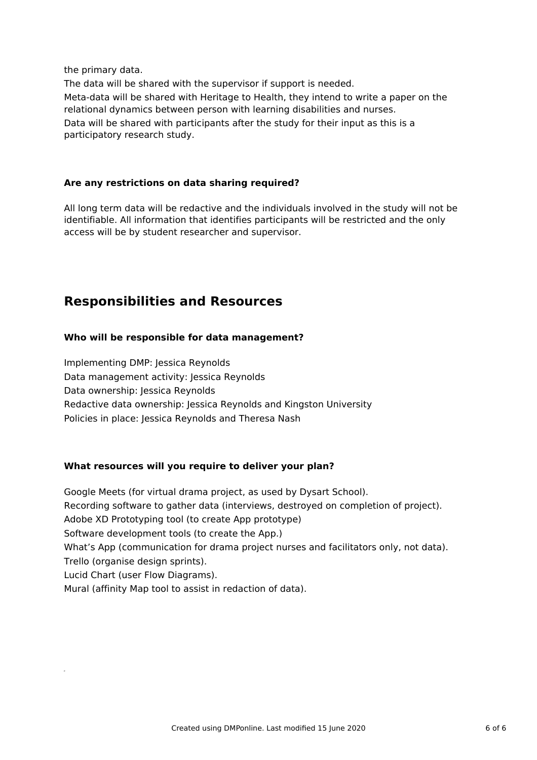the primary data.

The data will be shared with the supervisor if support is needed.

Meta-data will be shared with Heritage to Health, they intend to write a paper on the relational dynamics between person with learning disabilities and nurses.

Data will be shared with participants after the study for their input as this is a participatory research study.

**Are any restrictions on data sharing required?**

All long term data will be redactive and the individuals involved in the study will not be identifiable. All information that identifies participants will be restricted and the only access will be by student researcher and supervisor.

## Responsibilities and Resources

**Who will be responsible for data management?**

Implementing DMP: Jessica Reynolds
Data management activity: Jessica Reynolds
Data ownership: Jessica Reynolds
Redactive data ownership: Jessica Reynolds and Kingston University
Policies in place: Jessica Reynolds and Theresa Nash

**What resources will you require to deliver your plan?**

Google Meets (for virtual drama project, as used by Dysart School).
Recording software to gather data (interviews, destroyed on completion of project).
Adobe XD Prototyping tool (to create App prototype)
Software development tools (to create the App.)
What's App (communication for drama project nurses and facilitators only, not data).
Trello (organise design sprints).
Lucid Chart (user Flow Diagrams).
Mural (affinity Map tool to assist in redaction of data).